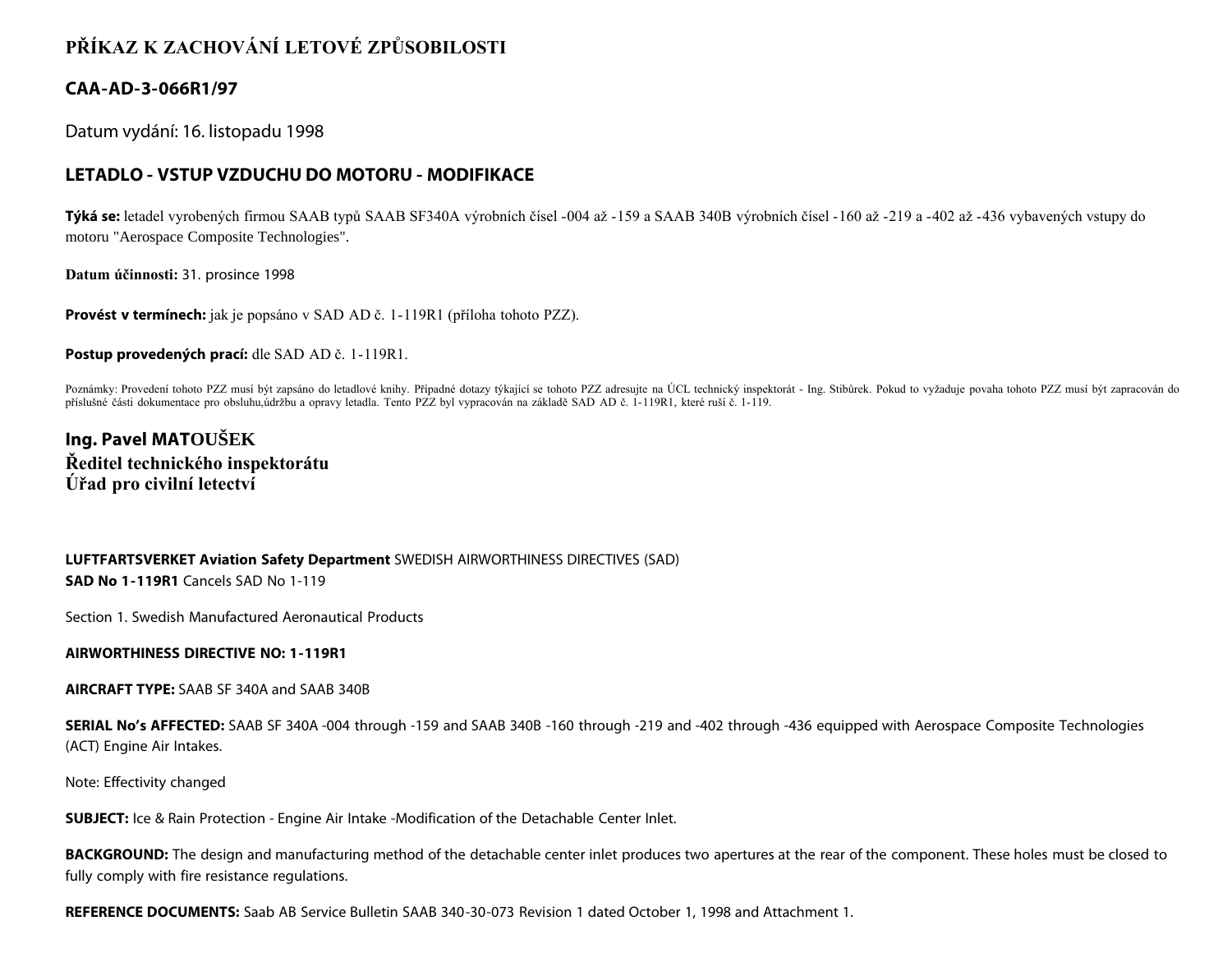# PŘÍKAZ K ZACHOVÁNÍ LETOVÉ ZPŮSOBILOSTI

## CAA-AD-3-066R1/97

Datum vydání: 16. listopadu 1998

## LETADLO - VSTUP VZDUCHU DO MOTORU - MODIFIKACE

**Týká se:** letadel vyrobených firmou SAAB typů SAAB SF340A výrobních čísel -004 až -159 a SAAB 340B výrobních čísel -160 až -219 a -402 až -436 vybavených vstupy do motoru "Aerospace Composite Technologies".

**Datum účinnosti:** 31. prosince 1998

**Provést v termínech:** jak je popsáno v SAD AD č. 1-119R1 (příloha tohoto PZZ).

**Postup provedených prací:** dle SAD AD č. 1-119R1.

Poznámky: Provedení tohoto PZZ musí být zapsáno do letadlové knihy. Případné dotazy týkající se tohoto PZZ adresujte na ÚCL technický inspektorát - Ing. Stibůrek. Pokud to vyžaduje povaha tohoto PZZ musí být zapracován do příslušné části dokumentace pro obsluhu,údržbu a opravy letadla. Tento PZZ byl vypracován na základě SAD AD č. 1-119R1, které ruší č. 1-119.

**Ing. Pavel MATOUŠEK**
**Ředitel technického inspektorátu**
**Úřad pro civilní letectví**

**LUFTFARTSVERKET Aviation Safety Department** SWEDISH AIRWORTHINESS DIRECTIVES (SAD)
**SAD No 1-119R1** Cancels SAD No 1-119

Section 1. Swedish Manufactured Aeronautical Products

**AIRWORTHINESS DIRECTIVE NO: 1-119R1**

**AIRCRAFT TYPE:** SAAB SF 340A and SAAB 340B

**SERIAL No's AFFECTED:** SAAB SF 340A -004 through -159 and SAAB 340B -160 through -219 and -402 through -436 equipped with Aerospace Composite Technologies (ACT) Engine Air Intakes.

Note: Effectivity changed

**SUBJECT:** Ice & Rain Protection - Engine Air Intake -Modification of the Detachable Center Inlet.

**BACKGROUND:** The design and manufacturing method of the detachable center inlet produces two apertures at the rear of the component. These holes must be closed to fully comply with fire resistance regulations.

**REFERENCE DOCUMENTS:** Saab AB Service Bulletin SAAB 340-30-073 Revision 1 dated October 1, 1998 and Attachment 1.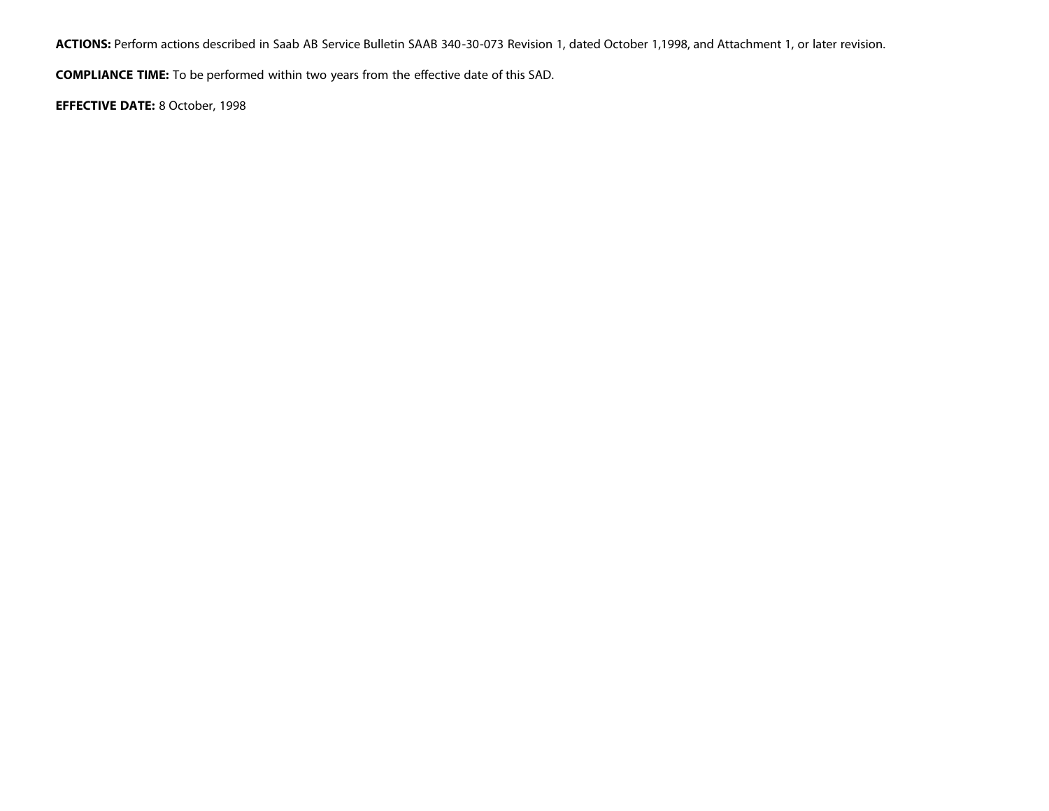**ACTIONS:** Perform actions described in Saab AB Service Bulletin SAAB 340-30-073 Revision 1, dated October 1,1998, and Attachment 1, or later revision.

**COMPLIANCE TIME:** To be performed within two years from the effective date of this SAD.

**EFFECTIVE DATE:** 8 October, 1998